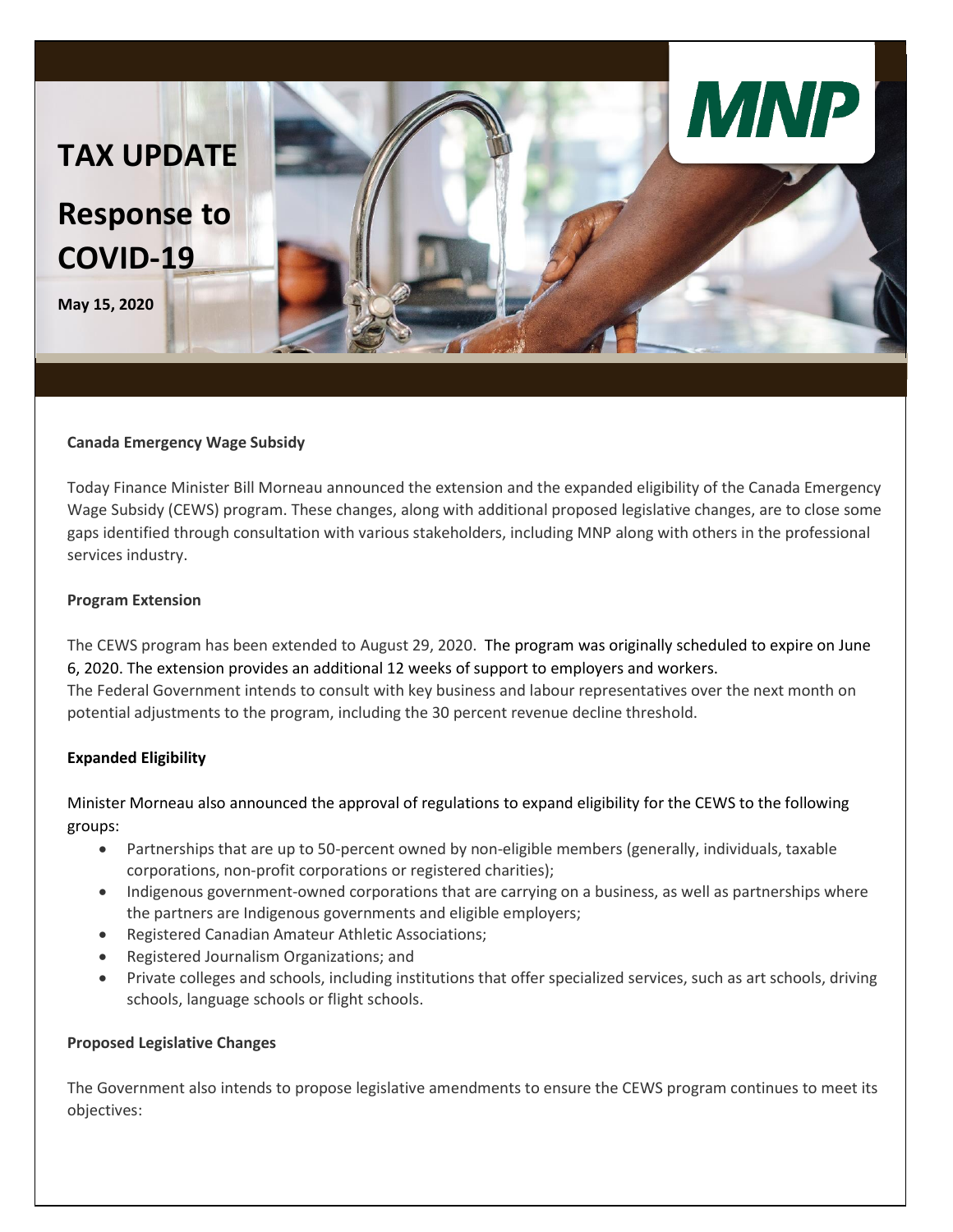# TAX UPDATE

## Response to COVID-19

**May 15, 2020**

MNP

### Canada Emergency Wage Subsidy

Today Finance Minister Bill Morneau announced the extension and the expanded eligibility of the Canada Emergency Wage Subsidy (CEWS) program. These changes, along with additional proposed legislative changes, are to close some gaps identified through consultation with various stakeholders, including MNP along with others in the professional services industry.

### Program Extension

The CEWS program has been extended to August 29, 2020. The program was originally scheduled to expire on June 6, 2020. The extension provides an additional 12 weeks of support to employers and workers.
The Federal Government intends to consult with key business and labour representatives over the next month on potential adjustments to the program, including the 30 percent revenue decline threshold.

### Expanded Eligibility

Minister Morneau also announced the approval of regulations to expand eligibility for the CEWS to the following groups:

- Partnerships that are up to 50-percent owned by non-eligible members (generally, individuals, taxable corporations, non-profit corporations or registered charities);
- Indigenous government-owned corporations that are carrying on a business, as well as partnerships where the partners are Indigenous governments and eligible employers;
- Registered Canadian Amateur Athletic Associations;
- Registered Journalism Organizations; and
- Private colleges and schools, including institutions that offer specialized services, such as art schools, driving schools, language schools or flight schools.

### Proposed Legislative Changes

The Government also intends to propose legislative amendments to ensure the CEWS program continues to meet its objectives: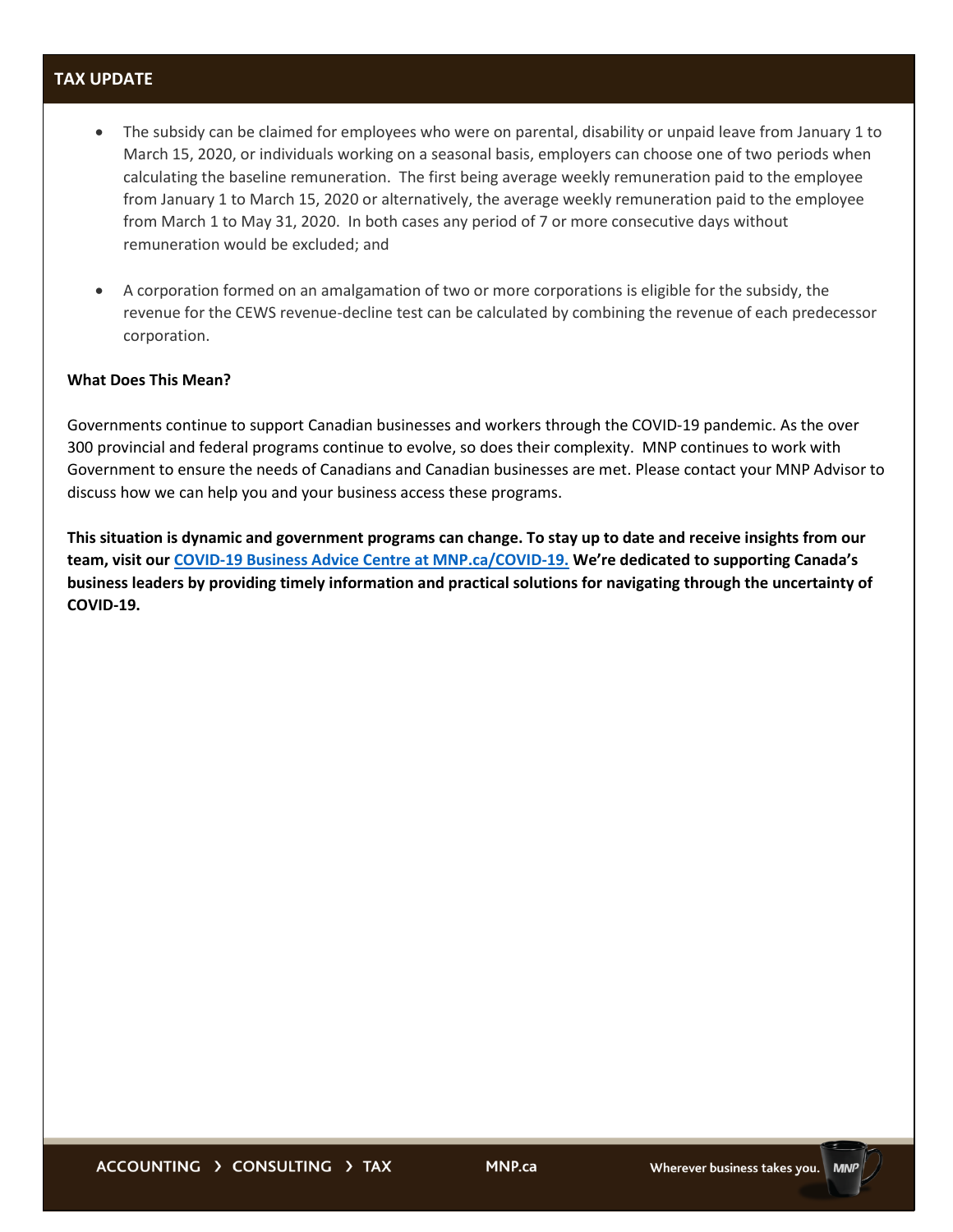- The subsidy can be claimed for employees who were on parental, disability or unpaid leave from January 1 to March 15, 2020, or individuals working on a seasonal basis, employers can choose one of two periods when calculating the baseline remuneration. The first being average weekly remuneration paid to the employee from January 1 to March 15, 2020 or alternatively, the average weekly remuneration paid to the employee from March 1 to May 31, 2020. In both cases any period of 7 or more consecutive days without remuneration would be excluded; and

- A corporation formed on an amalgamation of two or more corporations is eligible for the subsidy, the revenue for the CEWS revenue-decline test can be calculated by combining the revenue of each predecessor corporation.

**What Does This Mean?**

Governments continue to support Canadian businesses and workers through the COVID-19 pandemic. As the over 300 provincial and federal programs continue to evolve, so does their complexity. MNP continues to work with Government to ensure the needs of Canadians and Canadian businesses are met. Please contact your MNP Advisor to discuss how we can help you and your business access these programs.

**This situation is dynamic and government programs can change. To stay up to date and receive insights from our team, visit our [COVID-19 Business Advice Centre at MNP.ca/COVID-19.](MNP.ca/COVID-19) We're dedicated to supporting Canada's business leaders by providing timely information and practical solutions for navigating through the uncertainty of COVID-19.**